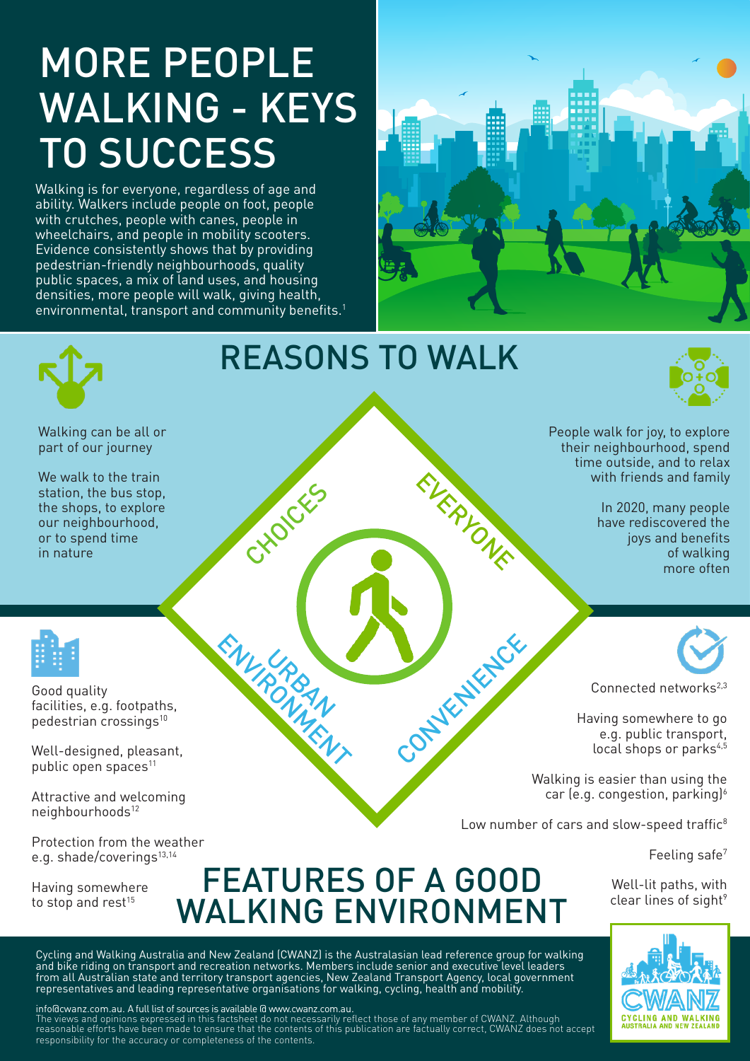# MORE PEOPLE WALKING - KEYS TO SUCCESS

Walking is for everyone, regardless of age and ability. Walkers include people on foot, people with crutches, people with canes, people in wheelchairs, and people in mobility scooters. Evidence consistently shows that by providing pedestrian-friendly neighbourhoods, quality public spaces, a mix of land uses, and housing densities, more people will walk, giving health, environmental, transport and community benefits.[1]

## REASONS TO WALK

Walking can be all or part of our journey

We walk to the train station, the bus stop, the shops, to explore our neighbourhood, or to spend time in nature

People walk for joy, to explore their neighbourhood, spend time outside, and to relax with friends and family

In 2020, many people have rediscovered the joys and benefits of walking more often

CHOICES

EVERYONE

URBAN ENVIRONMENT

CONVENIENCE

Good quality facilities, e.g. footpaths, pedestrian crossings[10]

Well-designed, pleasant, public open spaces[11]

Attractive and welcoming neighbourhoods[12]

Protection from the weather e.g. shade/coverings[13,14]

Having somewhere to stop and rest[15]

Connected networks[2,3]

Having somewhere to go e.g. public transport, local shops or parks[4,5]

Walking is easier than using the car (e.g. congestion, parking)[6]

Low number of cars and slow-speed traffic[8]

Feeling safe[7]

Well-lit paths, with clear lines of sight[9]

## FEATURES OF A GOOD WALKING ENVIRONMENT

Cycling and Walking Australia and New Zealand (CWANZ) is the Australasian lead reference group for walking and bike riding on transport and recreation networks. Members include senior and executive level leaders from all Australian state and territory transport agencies, New Zealand Transport Agency, local government representatives and leading representative organisations for walking, cycling, health and mobility.

info@cwanz.com.au. A full list of sources is available @ www.cwanz.com.au.
The views and opinions expressed in this factsheet do not necessarily reflect those of any member of CWANZ. Although reasonable efforts have been made to ensure that the contents of this publication are factually correct, CWANZ does not accept responsibility for the accuracy or completeness of the contents.

CWANZ
CYCLING AND WALKING AUSTRALIA AND NEW ZEALAND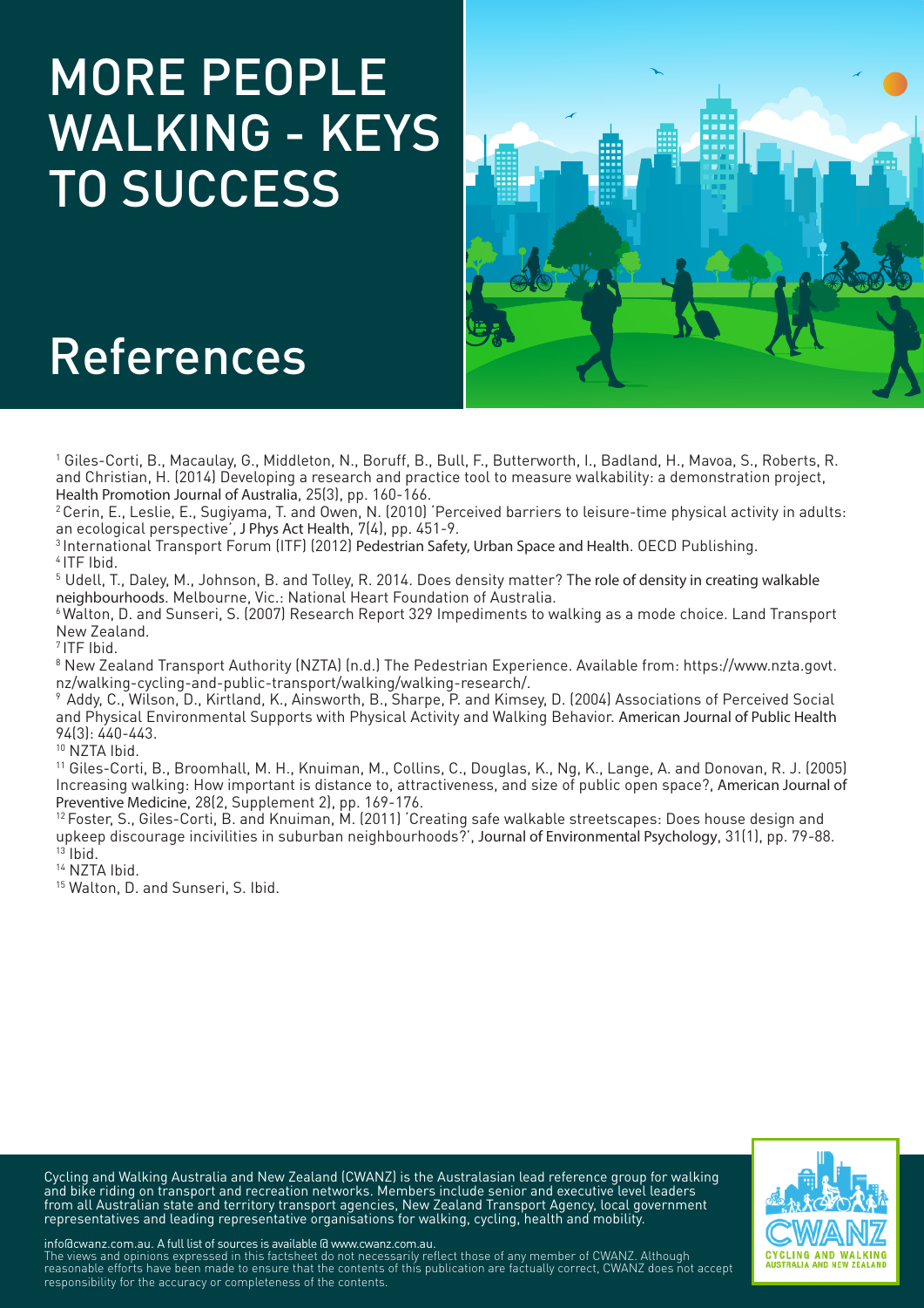# MORE PEOPLE WALKING - KEYS TO SUCCESS

## References

[1] Giles-Corti, B., Macaulay, G., Middleton, N., Boruff, B., Bull, F., Butterworth, I., Badland, H., Mavoa, S., Roberts, R. and Christian, H. (2014) Developing a research and practice tool to measure walkability: a demonstration project, Health Promotion Journal of Australia, 25(3), pp. 160-166.
[2] Cerin, E., Leslie, E., Sugiyama, T. and Owen, N. (2010) 'Perceived barriers to leisure-time physical activity in adults: an ecological perspective', J Phys Act Health, 7(4), pp. 451-9.
[3] International Transport Forum (ITF) (2012) Pedestrian Safety, Urban Space and Health. OECD Publishing.
[4] ITF Ibid.
[5] Udell, T., Daley, M., Johnson, B. and Tolley, R. 2014. Does density matter? The role of density in creating walkable neighbourhoods. Melbourne, Vic.: National Heart Foundation of Australia.
[6] Walton, D. and Sunseri, S. (2007) Research Report 329 Impediments to walking as a mode choice. Land Transport New Zealand.
[7] ITF Ibid.
[8] New Zealand Transport Authority (NZTA) (n.d.) The Pedestrian Experience. Available from: https://www.nzta.govt.nz/walking-cycling-and-public-transport/walking/walking-research/.
[9] Addy, C., Wilson, D., Kirtland, K., Ainsworth, B., Sharpe, P. and Kimsey, D. (2004) Associations of Perceived Social and Physical Environmental Supports with Physical Activity and Walking Behavior. American Journal of Public Health 94(3): 440-443.
[10] NZTA Ibid.
[11] Giles-Corti, B., Broomhall, M. H., Knuiman, M., Collins, C., Douglas, K., Ng, K., Lange, A. and Donovan, R. J. (2005) Increasing walking: How important is distance to, attractiveness, and size of public open space?, American Journal of Preventive Medicine, 28(2, Supplement 2), pp. 169-176.
[12] Foster, S., Giles-Corti, B. and Knuiman, M. (2011) 'Creating safe walkable streetscapes: Does house design and upkeep discourage incivilities in suburban neighbourhoods?', Journal of Environmental Psychology, 31(1), pp. 79-88.
[13] Ibid.
[14] NZTA Ibid.
[15] Walton, D. and Sunseri, S. Ibid.

Cycling and Walking Australia and New Zealand (CWANZ) is the Australasian lead reference group for walking and bike riding on transport and recreation networks. Members include senior and executive level leaders from all Australian state and territory transport agencies, New Zealand Transport Agency, local government representatives and leading representative organisations for walking, cycling, health and mobility.

info@cwanz.com.au. A full list of sources is available @ www.cwanz.com.au.
The views and opinions expressed in this factsheet do not necessarily reflect those of any member of CWANZ. Although reasonable efforts have been made to ensure that the contents of this publication are factually correct, CWANZ does not accept responsibility for the accuracy or completeness of the contents.

CWANZ
CYCLING AND WALKING AUSTRALIA AND NEW ZEALAND